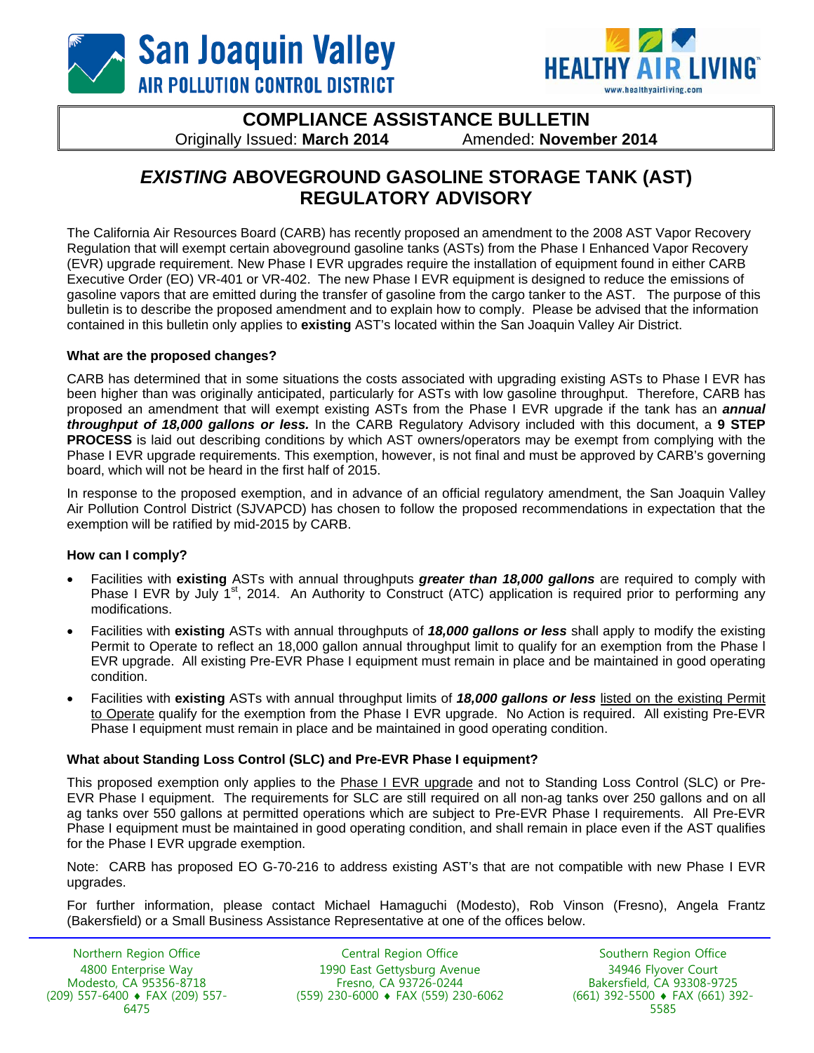San Joaquin Valley
AIR POLLUTION CONTROL DISTRICT

HEALTHY AIR LIVING
www.healthyairliving.com

**COMPLIANCE ASSISTANCE BULLETIN**

Originally Issued: **March 2014** Amended: **November 2014**

# *EXISTING* ABOVEGROUND GASOLINE STORAGE TANK (AST) REGULATORY ADVISORY

The California Air Resources Board (CARB) has recently proposed an amendment to the 2008 AST Vapor Recovery Regulation that will exempt certain aboveground gasoline tanks (ASTs) from the Phase I Enhanced Vapor Recovery (EVR) upgrade requirement. New Phase I EVR upgrades require the installation of equipment found in either CARB Executive Order (EO) VR-401 or VR-402. The new Phase I EVR equipment is designed to reduce the emissions of gasoline vapors that are emitted during the transfer of gasoline from the cargo tanker to the AST. The purpose of this bulletin is to describe the proposed amendment and to explain how to comply. Please be advised that the information contained in this bulletin only applies to **existing** AST's located within the San Joaquin Valley Air District.

### What are the proposed changes?

CARB has determined that in some situations the costs associated with upgrading existing ASTs to Phase I EVR has been higher than was originally anticipated, particularly for ASTs with low gasoline throughput. Therefore, CARB has proposed an amendment that will exempt existing ASTs from the Phase I EVR upgrade if the tank has an ***annual throughput of 18,000 gallons or less.*** In the CARB Regulatory Advisory included with this document, a **9 STEP PROCESS** is laid out describing conditions by which AST owners/operators may be exempt from complying with the Phase I EVR upgrade requirements. This exemption, however, is not final and must be approved by CARB's governing board, which will not be heard in the first half of 2015.

In response to the proposed exemption, and in advance of an official regulatory amendment, the San Joaquin Valley Air Pollution Control District (SJVAPCD) has chosen to follow the proposed recommendations in expectation that the exemption will be ratified by mid-2015 by CARB.

### How can I comply?

- Facilities with **existing** ASTs with annual throughputs ***greater than 18,000 gallons*** are required to comply with Phase I EVR by July 1st, 2014. An Authority to Construct (ATC) application is required prior to performing any modifications.
- Facilities with **existing** ASTs with annual throughputs of ***18,000 gallons or less*** shall apply to modify the existing Permit to Operate to reflect an 18,000 gallon annual throughput limit to qualify for an exemption from the Phase I EVR upgrade. All existing Pre-EVR Phase I equipment must remain in place and be maintained in good operating condition.
- Facilities with **existing** ASTs with annual throughput limits of ***18,000 gallons or less*** listed on the existing Permit to Operate qualify for the exemption from the Phase I EVR upgrade. No Action is required. All existing Pre-EVR Phase I equipment must remain in place and be maintained in good operating condition.

### What about Standing Loss Control (SLC) and Pre-EVR Phase I equipment?

This proposed exemption only applies to the Phase I EVR upgrade and not to Standing Loss Control (SLC) or Pre-EVR Phase I equipment. The requirements for SLC are still required on all non-ag tanks over 250 gallons and on all ag tanks over 550 gallons at permitted operations which are subject to Pre-EVR Phase I requirements. All Pre-EVR Phase I equipment must be maintained in good operating condition, and shall remain in place even if the AST qualifies for the Phase I EVR upgrade exemption.

Note: CARB has proposed EO G-70-216 to address existing AST's that are not compatible with new Phase I EVR upgrades.

For further information, please contact Michael Hamaguchi (Modesto), Rob Vinson (Fresno), Angela Frantz (Bakersfield) or a Small Business Assistance Representative at one of the offices below.

| Northern Region Office | Central Region Office | Southern Region Office |
|---|---|---|
| 4800 Enterprise Way | 1990 East Gettysburg Avenue | 34946 Flyover Court |
| Modesto, CA 95356-8718 | Fresno, CA 93726-0244 | Bakersfield, CA 93308-9725 |
| (209) 557-6400 ♦ FAX (209) 557-6475 | (559) 230-6000 ♦ FAX (559) 230-6062 | (661) 392-5500 ♦ FAX (661) 392-5585 |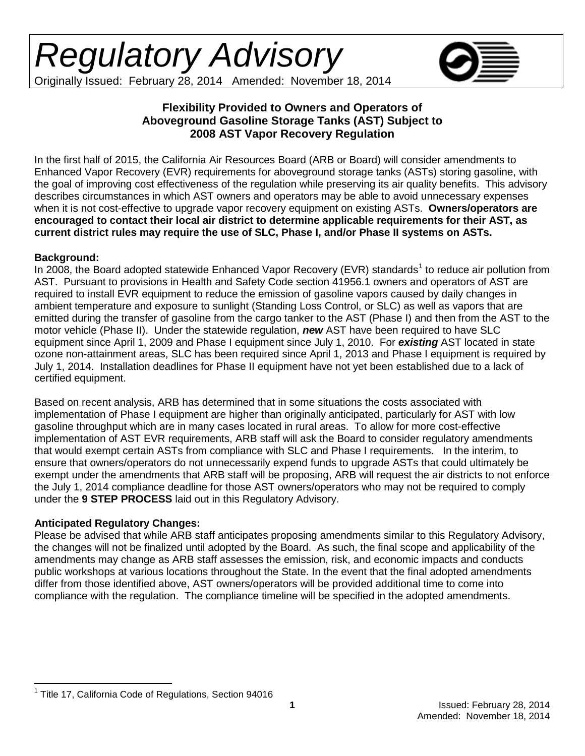# Regulatory Advisory

Originally Issued: February 28, 2014 Amended: November 18, 2014

### Flexibility Provided to Owners and Operators of Aboveground Gasoline Storage Tanks (AST) Subject to 2008 AST Vapor Recovery Regulation

In the first half of 2015, the California Air Resources Board (ARB or Board) will consider amendments to Enhanced Vapor Recovery (EVR) requirements for aboveground storage tanks (ASTs) storing gasoline, with the goal of improving cost effectiveness of the regulation while preserving its air quality benefits. This advisory describes circumstances in which AST owners and operators may be able to avoid unnecessary expenses when it is not cost-effective to upgrade vapor recovery equipment on existing ASTs. **Owners/operators are encouraged to contact their local air district to determine applicable requirements for their AST, as current district rules may require the use of SLC, Phase I, and/or Phase II systems on ASTs.**

**Background:**

In 2008, the Board adopted statewide Enhanced Vapor Recovery (EVR) standards[1] to reduce air pollution from AST. Pursuant to provisions in Health and Safety Code section 41956.1 owners and operators of AST are required to install EVR equipment to reduce the emission of gasoline vapors caused by daily changes in ambient temperature and exposure to sunlight (Standing Loss Control, or SLC) as well as vapors that are emitted during the transfer of gasoline from the cargo tanker to the AST (Phase I) and then from the AST to the motor vehicle (Phase II). Under the statewide regulation, ***new*** AST have been required to have SLC equipment since April 1, 2009 and Phase I equipment since July 1, 2010. For ***existing*** AST located in state ozone non-attainment areas, SLC has been required since April 1, 2013 and Phase I equipment is required by July 1, 2014. Installation deadlines for Phase II equipment have not yet been established due to a lack of certified equipment.

Based on recent analysis, ARB has determined that in some situations the costs associated with implementation of Phase I equipment are higher than originally anticipated, particularly for AST with low gasoline throughput which are in many cases located in rural areas. To allow for more cost-effective implementation of AST EVR requirements, ARB staff will ask the Board to consider regulatory amendments that would exempt certain ASTs from compliance with SLC and Phase I requirements. In the interim, to ensure that owners/operators do not unnecessarily expend funds to upgrade ASTs that could ultimately be exempt under the amendments that ARB staff will be proposing, ARB will request the air districts to not enforce the July 1, 2014 compliance deadline for those AST owners/operators who may not be required to comply under the **9 STEP PROCESS** laid out in this Regulatory Advisory.

**Anticipated Regulatory Changes:**

Please be advised that while ARB staff anticipates proposing amendments similar to this Regulatory Advisory, the changes will not be finalized until adopted by the Board. As such, the final scope and applicability of the amendments may change as ARB staff assesses the emission, risk, and economic impacts and conducts public workshops at various locations throughout the State. In the event that the final adopted amendments differ from those identified above, AST owners/operators will be provided additional time to come into compliance with the regulation. The compliance timeline will be specified in the adopted amendments.

[1] Title 17, California Code of Regulations, Section 94016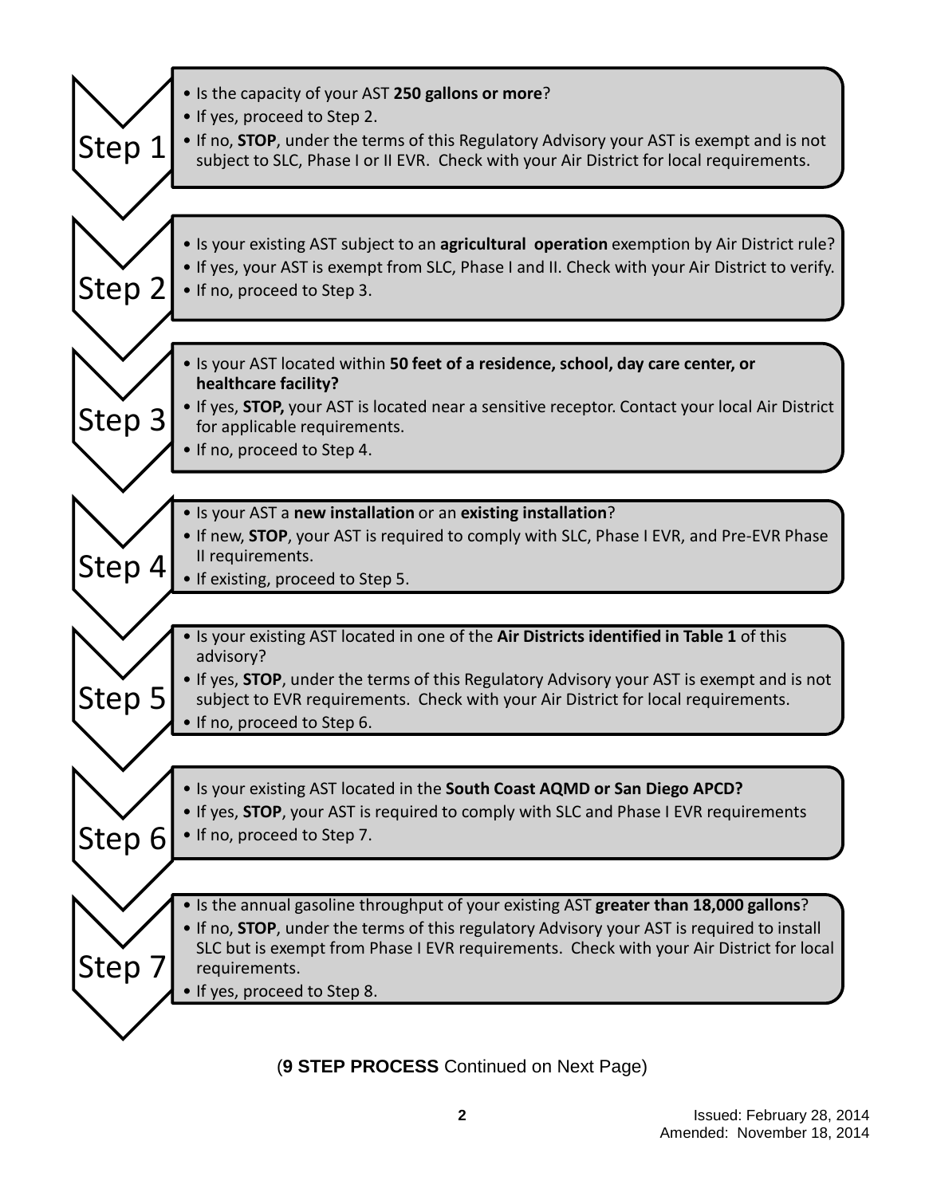**Step 1**

- Is the capacity of your AST **250 gallons or more**?
- If yes, proceed to Step 2.
- If no, **STOP**, under the terms of this Regulatory Advisory your AST is exempt and is not subject to SLC, Phase I or II EVR. Check with your Air District for local requirements.

**Step 2**

- Is your existing AST subject to an **agricultural operation** exemption by Air District rule?
- If yes, your AST is exempt from SLC, Phase I and II. Check with your Air District to verify.
- If no, proceed to Step 3.

**Step 3**

- Is your AST located within **50 feet of a residence, school, day care center, or healthcare facility?**
- If yes, **STOP,** your AST is located near a sensitive receptor. Contact your local Air District for applicable requirements.
- If no, proceed to Step 4.

**Step 4**

- Is your AST a **new installation** or an **existing installation**?
- If new, **STOP**, your AST is required to comply with SLC, Phase I EVR, and Pre-EVR Phase II requirements.
- If existing, proceed to Step 5.

**Step 5**

- Is your existing AST located in one of the **Air Districts identified in Table 1** of this advisory?
- If yes, **STOP**, under the terms of this Regulatory Advisory your AST is exempt and is not subject to EVR requirements. Check with your Air District for local requirements.
- If no, proceed to Step 6.

**Step 6**

- Is your existing AST located in the **South Coast AQMD or San Diego APCD?**
- If yes, **STOP**, your AST is required to comply with SLC and Phase I EVR requirements
- If no, proceed to Step 7.

**Step 7**

- Is the annual gasoline throughput of your existing AST **greater than 18,000 gallons**?
- If no, **STOP**, under the terms of this regulatory Advisory your AST is required to install SLC but is exempt from Phase I EVR requirements. Check with your Air District for local requirements.
- If yes, proceed to Step 8.

(**9 STEP PROCESS** Continued on Next Page)

Issued: February 28, 2014
Amended: November 18, 2014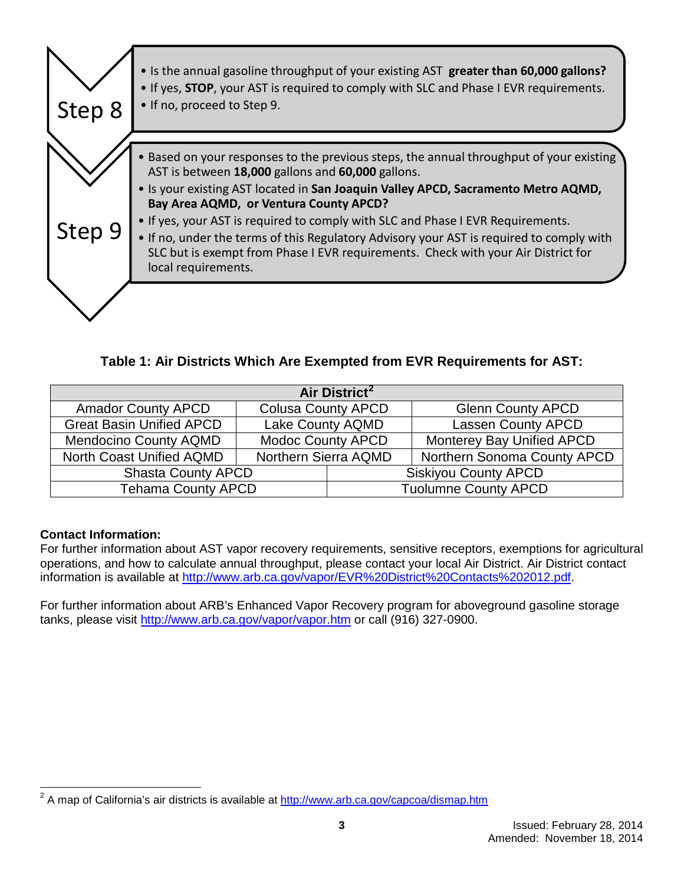**Step 8**

- Is the annual gasoline throughput of your existing AST **greater than 60,000 gallons?**
- If yes, **STOP**, your AST is required to comply with SLC and Phase I EVR requirements.
- If no, proceed to Step 9.

**Step 9**

- Based on your responses to the previous steps, the annual throughput of your existing AST is between **18,000** gallons and **60,000** gallons.
- Is your existing AST located in **San Joaquin Valley APCD, Sacramento Metro AQMD, Bay Area AQMD, or Ventura County APCD?**
- If yes, your AST is required to comply with SLC and Phase I EVR Requirements.
- If no, under the terms of this Regulatory Advisory your AST is required to comply with SLC but is exempt from Phase I EVR requirements. Check with your Air District for local requirements.

**Table 1: Air Districts Which Are Exempted from EVR Requirements for AST:**

| Air District[2] | | |
|---|---|---|
| Amador County APCD | Colusa County APCD | Glenn County APCD |
| Great Basin Unified APCD | Lake County AQMD | Lassen County APCD |
| Mendocino County AQMD | Modoc County APCD | Monterey Bay Unified APCD |
| North Coast Unified AQMD | Northern Sierra AQMD | Northern Sonoma County APCD |
| Shasta County APCD | Siskiyou County APCD | |
| Tehama County APCD | Tuolumne County APCD | |

**Contact Information:**

For further information about AST vapor recovery requirements, sensitive receptors, exemptions for agricultural operations, and how to calculate annual throughput, please contact your local Air District. Air District contact information is available at http://www.arb.ca.gov/vapor/EVR%20District%20Contacts%202012.pdf.

For further information about ARB's Enhanced Vapor Recovery program for aboveground gasoline storage tanks, please visit http://www.arb.ca.gov/vapor/vapor.htm or call (916) 327-0900.

[2] A map of California's air districts is available at http://www.arb.ca.gov/capcoa/dismap.htm

Issued: February 28, 2014
Amended: November 18, 2014